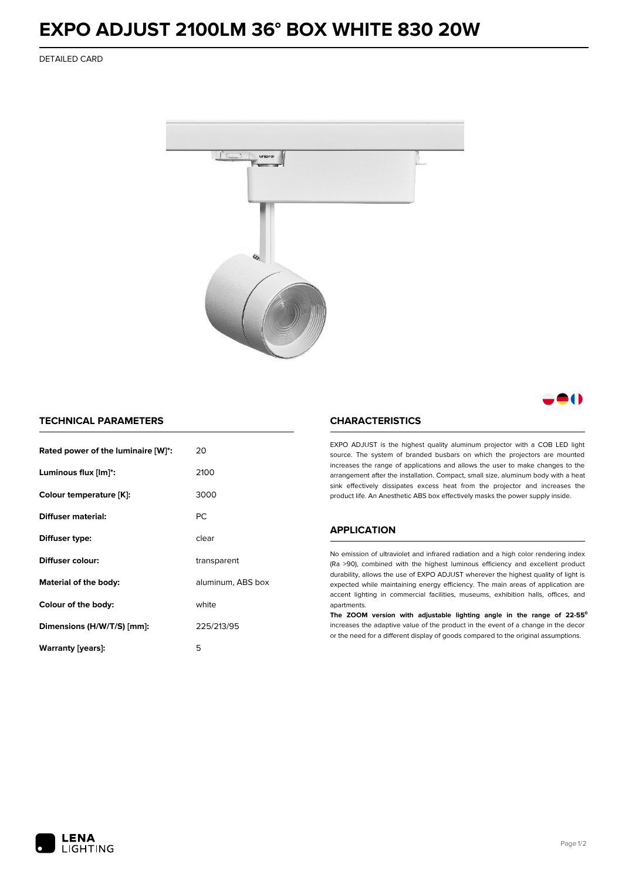# EXPO ADJUST 2100LM 36° BOX WHITE 830 20W

DETAILED CARD

## TECHNICAL PARAMETERS

| | |
|---|---|
| **Rated power of the luminaire [W]*:** | 20 |
| **Luminous flux [lm]*:** | 2100 |
| **Colour temperature [K]:** | 3000 |
| **Diffuser material:** | PC |
| **Diffuser type:** | clear |
| **Diffuser colour:** | transparent |
| **Material of the body:** | aluminum, ABS box |
| **Colour of the body:** | white |
| **Dimensions (H/W/T/S) [mm]:** | 225/213/95 |
| **Warranty [years]:** | 5 |

## CHARACTERISTICS

EXPO ADJUST is the highest quality aluminum projector with a COB LED light source. The system of branded busbars on which the projectors are mounted increases the range of applications and allows the user to make changes to the arrangement after the installation. Compact, small size, aluminum body with a heat sink effectively dissipates excess heat from the projector and increases the product life. An Anesthetic ABS box effectively masks the power supply inside.

## APPLICATION

No emission of ultraviolet and infrared radiation and a high color rendering index (Ra >90), combined with the highest luminous efficiency and excellent product durability, allows the use of EXPO ADJUST wherever the highest quality of light is expected while maintaining energy efficiency. The main areas of application are accent lighting in commercial facilities, museums, exhibition halls, offices, and apartments.

**The ZOOM version with adjustable lighting angle in the range of 22-55°** increases the adaptive value of the product in the event of a change in the decor or the need for a different display of goods compared to the original assumptions.

LENA LIGHTING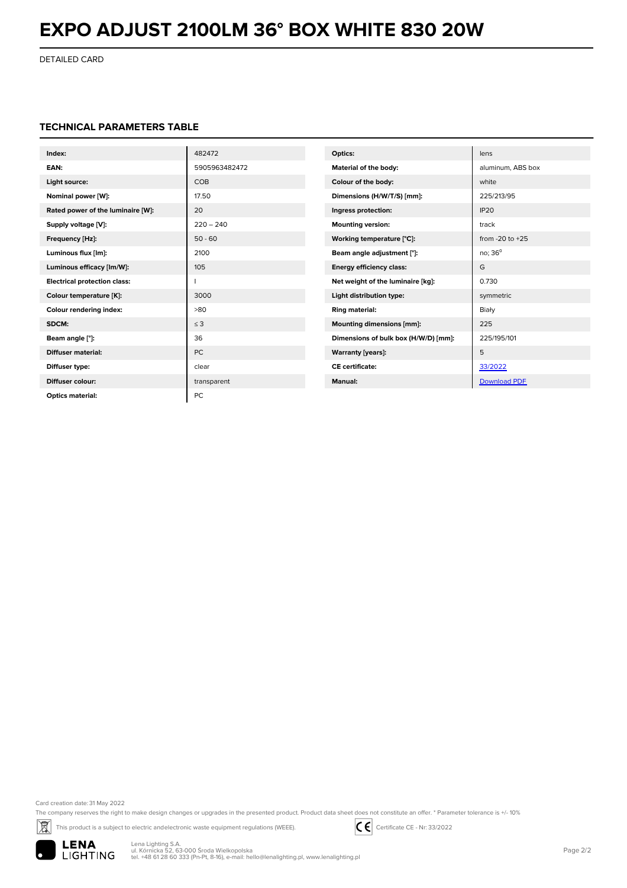# EXPO ADJUST 2100LM 36° BOX WHITE 830 20W

DETAILED CARD

## TECHNICAL PARAMETERS TABLE

| | |
|---|---|
| **Index:** | 482472 |
| **EAN:** | 5905963482472 |
| **Light source:** | COB |
| **Nominal power [W]:** | 17.50 |
| **Rated power of the luminaire [W]:** | 20 |
| **Supply voltage [V]:** | 220 – 240 |
| **Frequency [Hz]:** | 50 - 60 |
| **Luminous flux [lm]:** | 2100 |
| **Luminous efficacy [lm/W]:** | 105 |
| **Electrical protection class:** | I |
| **Colour temperature [K]:** | 3000 |
| **Colour rendering index:** | >80 |
| **SDCM:** | ≤ 3 |
| **Beam angle [°]:** | 36 |
| **Diffuser material:** | PC |
| **Diffuser type:** | clear |
| **Diffuser colour:** | transparent |
| **Optics material:** | PC |
| **Optics:** | lens |
| **Material of the body:** | aluminum, ABS box |
| **Colour of the body:** | white |
| **Dimensions (H/W/T/S) [mm]:** | 225/213/95 |
| **Ingress protection:** | IP20 |
| **Mounting version:** | track |
| **Working temperature [°C]:** | from -20 to +25 |
| **Beam angle adjustment [°]:** | no; 36° |
| **Energy efficiency class:** | G |
| **Net weight of the luminaire [kg]:** | 0.730 |
| **Light distribution type:** | symmetric |
| **Ring material:** | Biały |
| **Mounting dimensions [mm]:** | 225 |
| **Dimensions of bulk box (H/W/D) [mm]:** | 225/195/101 |
| **Warranty [years]:** | 5 |
| **CE certificate:** | 33/2022 |
| **Manual:** | Download PDF |

Card creation date: 31 May 2022

The company reserves the right to make design changes or upgrades in the presented product. Product data sheet does not constitute an offer. * Parameter tolerance is +/- 10%

This product is a subject to electric andelectronic waste equipment regulations (WEEE).

Certificate CE - Nr: 33/2022

Lena Lighting S.A.
ul. Kórnicka 52, 63-000 Środa Wielkopolska
tel. +48 61 28 60 333 (Pn-Pt, 8-16), e-mail: hello@lenalighting.pl, www.lenalighting.pl